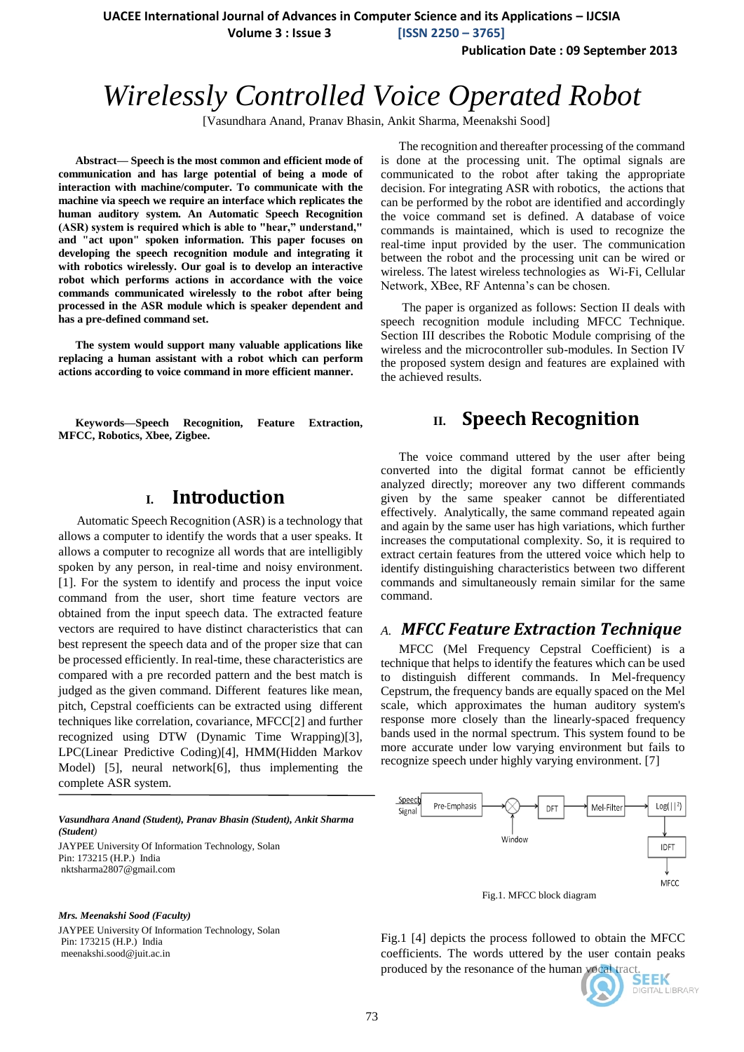# Wirelessly Controlled Voice Operated Robot

[Vasundhara Anand, Pranav Bhasin, Ankit Sharma, Meenakshi Sood]

**Abstract— Speech is the most common and efficient mode of communication and has large potential of being a mode of interaction with machine/computer. To communicate with the machine via speech we require an interface which replicates the human auditory system. An Automatic Speech Recognition (ASR) system is required which is able to "hear," understand," and "act upon" spoken information. This paper focuses on developing the speech recognition module and integrating it with robotics wirelessly. Our goal is to develop an interactive robot which performs actions in accordance with the voice commands communicated wirelessly to the robot after being processed in the ASR module which is speaker dependent and has a pre-defined command set.**

**The system would support many valuable applications like replacing a human assistant with a robot which can perform actions according to voice command in more efficient manner.**

**Keywords—Speech Recognition, Feature Extraction, MFCC, Robotics, Xbee, Zigbee.**

## I. Introduction

Automatic Speech Recognition (ASR) is a technology that allows a computer to identify the words that a user speaks. It allows a computer to recognize all words that are intelligibly spoken by any person, in real-time and noisy environment. [1]. For the system to identify and process the input voice command from the user, short time feature vectors are obtained from the input speech data. The extracted feature vectors are required to have distinct characteristics that can best represent the speech data and of the proper size that can be processed efficiently. In real-time, these characteristics are compared with a pre recorded pattern and the best match is judged as the given command. Different features like mean, pitch, Cepstral coefficients can be extracted using different techniques like correlation, covariance, MFCC[2] and further recognized using DTW (Dynamic Time Wrapping)[3], LPC(Linear Predictive Coding)[4], HMM(Hidden Markov Model) [5], neural network[6], thus implementing the complete ASR system.

*Vasundhara Anand (Student), Pranav Bhasin (Student), Ankit Sharma (Student)*
JAYPEE University Of Information Technology, Solan
Pin: 173215 (H.P.) India
nktsharma2807@gmail.com

*Mrs. Meenakshi Sood (Faculty)*
JAYPEE University Of Information Technology, Solan
Pin: 173215 (H.P.) India
meenakshi.sood@juit.ac.in

The recognition and thereafter processing of the command is done at the processing unit. The optimal signals are communicated to the robot after taking the appropriate decision. For integrating ASR with robotics, the actions that can be performed by the robot are identified and accordingly the voice command set is defined. A database of voice commands is maintained, which is used to recognize the real-time input provided by the user. The communication between the robot and the processing unit can be wired or wireless. The latest wireless technologies as Wi-Fi, Cellular Network, XBee, RF Antenna's can be chosen.

The paper is organized as follows: Section II deals with speech recognition module including MFCC Technique. Section III describes the Robotic Module comprising of the wireless and the microcontroller sub-modules. In Section IV the proposed system design and features are explained with the achieved results.

## II. Speech Recognition

The voice command uttered by the user after being converted into the digital format cannot be efficiently analyzed directly; moreover any two different commands given by the same speaker cannot be differentiated effectively. Analytically, the same command repeated again and again by the same user has high variations, which further increases the computational complexity. So, it is required to extract certain features from the uttered voice which help to identify distinguishing characteristics between two different commands and simultaneously remain similar for the same command.

### A. MFCC Feature Extraction Technique

MFCC (Mel Frequency Cepstral Coefficient) is a technique that helps to identify the features which can be used to distinguish different commands. In Mel-frequency Cepstrum, the frequency bands are equally spaced on the Mel scale, which approximates the human auditory system's response more closely than the linearly-spaced frequency bands used in the normal spectrum. This system found to be more accurate under low varying environment but fails to recognize speech under highly varying environment. [7]

Speech Signal → Pre-Emphasis → (Window) → DFT → Mel-Filter → Log(|·|²) → IDFT → MFCC

Fig.1. MFCC block diagram

Fig.1 [4] depicts the process followed to obtain the MFCC coefficients. The words uttered by the user contain peaks produced by the resonance of the human vocal tract.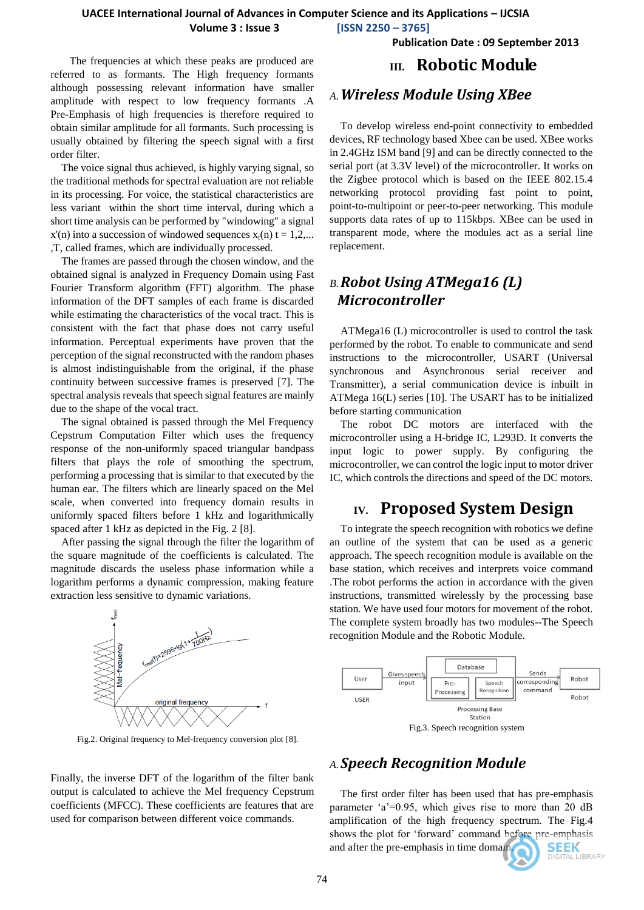The frequencies at which these peaks are produced are referred to as formants. The High frequency formants although possessing relevant information have smaller amplitude with respect to low frequency formants .A Pre-Emphasis of high frequencies is therefore required to obtain similar amplitude for all formants. Such processing is usually obtained by filtering the speech signal with a first order filter.

The voice signal thus achieved, is highly varying signal, so the traditional methods for spectral evaluation are not reliable in its processing. For voice, the statistical characteristics are less variant within the short time interval, during which a short time analysis can be performed by "windowing" a signal x'(n) into a succession of windowed sequences $x_t(n)$ t = 1,2,... ,T, called frames, which are individually processed.

The frames are passed through the chosen window, and the obtained signal is analyzed in Frequency Domain using Fast Fourier Transform algorithm (FFT) algorithm. The phase information of the DFT samples of each frame is discarded while estimating the characteristics of the vocal tract. This is consistent with the fact that phase does not carry useful information. Perceptual experiments have proven that the perception of the signal reconstructed with the random phases is almost indistinguishable from the original, if the phase continuity between successive frames is preserved [7]. The spectral analysis reveals that speech signal features are mainly due to the shape of the vocal tract.

The signal obtained is passed through the Mel Frequency Cepstrum Computation Filter which uses the frequency response of the non-uniformly spaced triangular bandpass filters that plays the role of smoothing the spectrum, performing a processing that is similar to that executed by the human ear. The filters which are linearly spaced on the Mel scale, when converted into frequency domain results in uniformly spaced filters before 1 kHz and logarithmically spaced after 1 kHz as depicted in the Fig. 2 [8].

After passing the signal through the filter the logarithm of the square magnitude of the coefficients is calculated. The magnitude discards the useless phase information while a logarithm performs a dynamic compression, making feature extraction less sensitive to dynamic variations.

Fig.2. Original frequency to Mel-frequency conversion plot [8].

Finally, the inverse DFT of the logarithm of the filter bank output is calculated to achieve the Mel frequency Cepstrum coefficients (MFCC). These coefficients are features that are used for comparison between different voice commands.

# III. Robotic Module

## A. *Wireless Module Using XBee*

To develop wireless end-point connectivity to embedded devices, RF technology based Xbee can be used. XBee works in 2.4GHz ISM band [9] and can be directly connected to the serial port (at 3.3V level) of the microcontroller. It works on the Zigbee protocol which is based on the IEEE 802.15.4 networking protocol providing fast point to point, point-to-multipoint or peer-to-peer networking. This module supports data rates of up to 115kbps. XBee can be used in transparent mode, where the modules act as a serial line replacement.

## B. *Robot Using ATMega16 (L) Microcontroller*

ATMega16 (L) microcontroller is used to control the task performed by the robot. To enable to communicate and send instructions to the microcontroller, USART (Universal synchronous and Asynchronous serial receiver and Transmitter), a serial communication device is inbuilt in ATMega 16(L) series [10]. The USART has to be initialized before starting communication

The robot DC motors are interfaced with the microcontroller using a H-bridge IC, L293D. It converts the input logic to power supply. By configuring the microcontroller, we can control the logic input to motor driver IC, which controls the directions and speed of the DC motors.

# IV. Proposed System Design

To integrate the speech recognition with robotics we define an outline of the system that can be used as a generic approach. The speech recognition module is available on the base station, which receives and interprets voice command .The robot performs the action in accordance with the given instructions, transmitted wirelessly by the processing base station. We have used four motors for movement of the robot. The complete system broadly has two modules--The Speech recognition Module and the Robotic Module.

Fig.3. Speech recognition system

## A. *Speech Recognition Module*

The first order filter has been used that has pre-emphasis parameter 'a'=0.95, which gives rise to more than 20 dB amplification of the high frequency spectrum. The Fig.4 shows the plot for 'forward' command before pre-emphasis and after the pre-emphasis in time domain.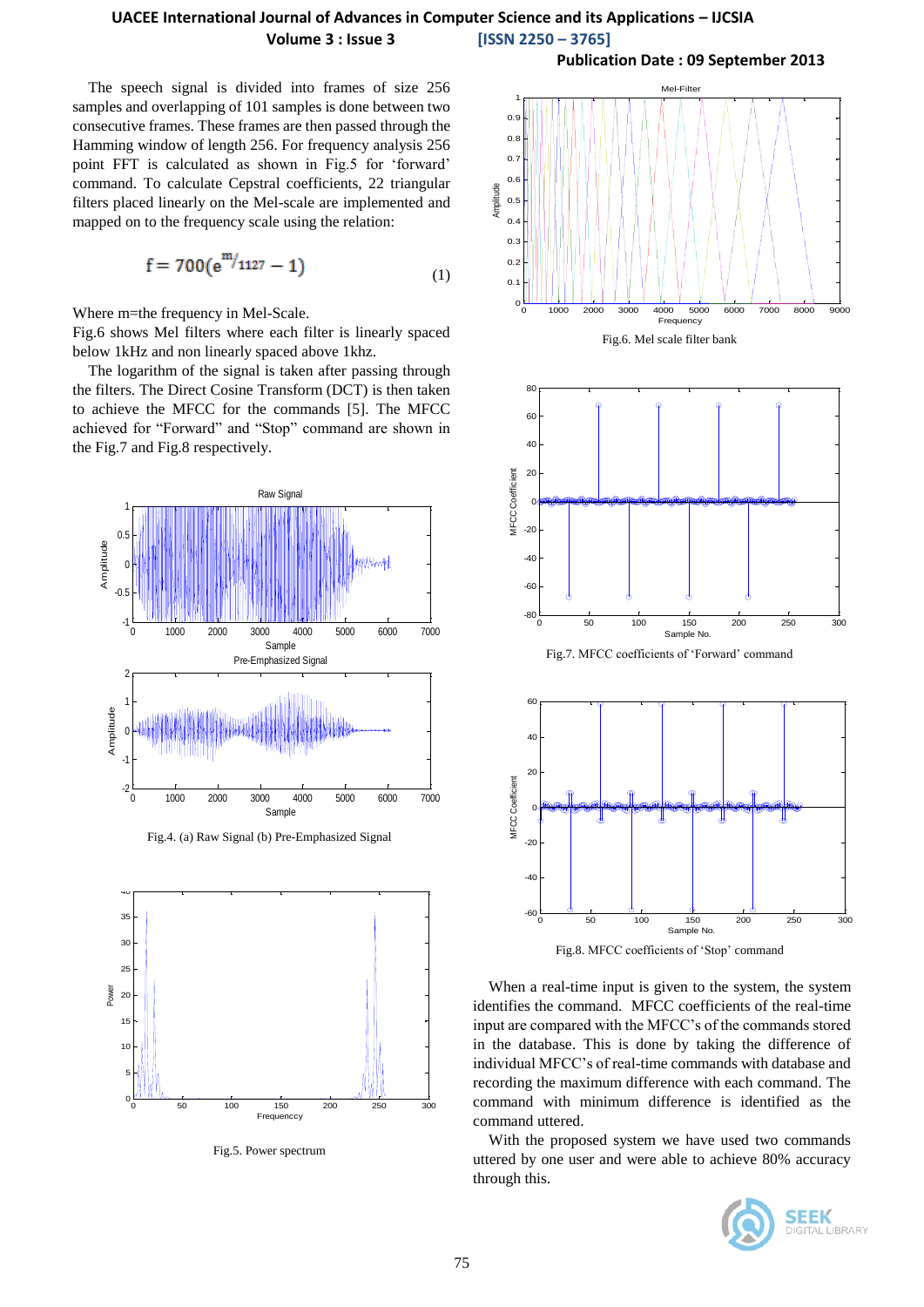The speech signal is divided into frames of size 256 samples and overlapping of 101 samples is done between two consecutive frames. These frames are then passed through the Hamming window of length 256. For frequency analysis 256 point FFT is calculated as shown in Fig.5 for 'forward' command. To calculate Cepstral coefficients, 22 triangular filters placed linearly on the Mel-scale are implemented and mapped on to the frequency scale using the relation:

$$f = 700(e^{m/1127} - 1) \tag{1}$$

Where m=the frequency in Mel-Scale.

Fig.6 shows Mel filters where each filter is linearly spaced below 1kHz and non linearly spaced above 1kHz.

The logarithm of the signal is taken after passing through the filters. The Direct Cosine Transform (DCT) is then taken to achieve the MFCC for the commands [5]. The MFCC achieved for "Forward" and "Stop" command are shown in the Fig.7 and Fig.8 respectively.

Fig.4. (a) Raw Signal (b) Pre-Emphasized Signal

Fig.5. Power spectrum

Fig.6. Mel scale filter bank

Fig.7. MFCC coefficients of 'Forward' command

Fig.8. MFCC coefficients of 'Stop' command

When a real-time input is given to the system, the system identifies the command. MFCC coefficients of the real-time input are compared with the MFCC's of the commands stored in the database. This is done by taking the difference of individual MFCC's of real-time commands with database and recording the maximum difference with each command. The command with minimum difference is identified as the command uttered.

With the proposed system we have used two commands uttered by one user and were able to achieve 80% accuracy through this.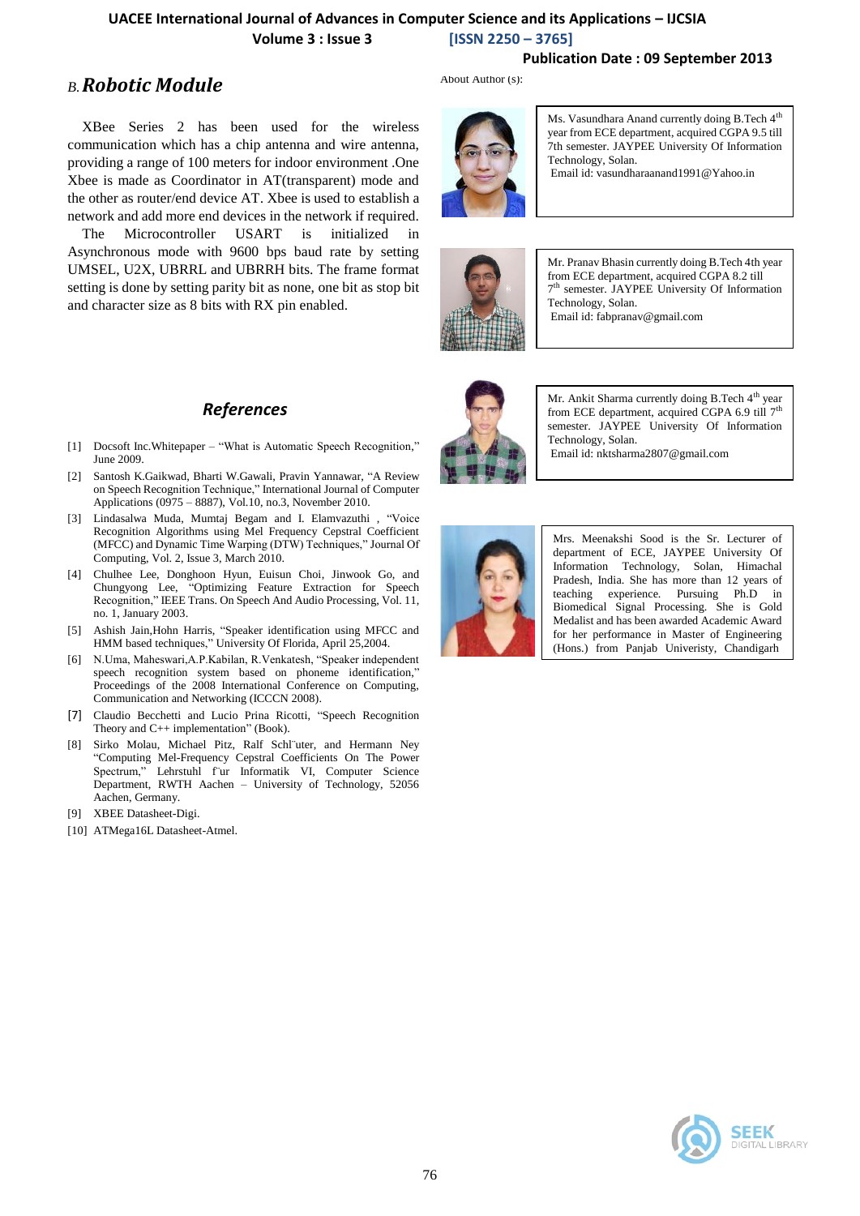## B. *Robotic Module*

XBee Series 2 has been used for the wireless communication which has a chip antenna and wire antenna, providing a range of 100 meters for indoor environment .One Xbee is made as Coordinator in AT(transparent) mode and the other as router/end device AT. Xbee is used to establish a network and add more end devices in the network if required.

The Microcontroller USART is initialized in Asynchronous mode with 9600 bps baud rate by setting UMSEL, U2X, UBRRL and UBRRH bits. The frame format setting is done by setting parity bit as none, one bit as stop bit and character size as 8 bits with RX pin enabled.

## References

[1] Docsoft Inc.Whitepaper – "What is Automatic Speech Recognition," June 2009.

[2] Santosh K.Gaikwad, Bharti W.Gawali, Pravin Yannawar, "A Review on Speech Recognition Technique," International Journal of Computer Applications (0975 – 8887), Vol.10, no.3, November 2010.

[3] Lindasalwa Muda, Mumtaj Begam and I. Elamvazuthi , "Voice Recognition Algorithms using Mel Frequency Cepstral Coefficient (MFCC) and Dynamic Time Warping (DTW) Techniques," Journal Of Computing, Vol. 2, Issue 3, March 2010.

[4] Chulhee Lee, Donghoon Hyun, Euisun Choi, Jinwook Go, and Chungyong Lee, "Optimizing Feature Extraction for Speech Recognition," IEEE Trans. On Speech And Audio Processing, Vol. 11, no. 1, January 2003.

[5] Ashish Jain,Hohn Harris, "Speaker identification using MFCC and HMM based techniques," University Of Florida, April 25,2004.

[6] N.Uma, Maheswari,A.P.Kabilan, R.Venkatesh, "Speaker independent speech recognition system based on phoneme identification," Proceedings of the 2008 International Conference on Computing, Communication and Networking (ICCCN 2008).

[7] Claudio Becchetti and Lucio Prina Ricotti, "Speech Recognition Theory and C++ implementation" (Book).

[8] Sirko Molau, Michael Pitz, Ralf Schl¨uter, and Hermann Ney "Computing Mel-Frequency Cepstral Coefficients On The Power Spectrum," Lehrstuhl f¨ur Informatik VI, Computer Science Department, RWTH Aachen – University of Technology, 52056 Aachen, Germany.

[9] XBEE Datasheet-Digi.

[10] ATMega16L Datasheet-Atmel.

About Author (s):

Ms. Vasundhara Anand currently doing B.Tech 4th year from ECE department, acquired CGPA 9.5 till 7th semester. JAYPEE University Of Information Technology, Solan.
Email id: vasundharaanand1991@Yahoo.in

Mr. Pranav Bhasin currently doing B.Tech 4th year from ECE department, acquired CGPA 8.2 till 7th semester. JAYPEE University Of Information Technology, Solan.
Email id: fabpranav@gmail.com

Mr. Ankit Sharma currently doing B.Tech 4th year from ECE department, acquired CGPA 6.9 till 7th semester. JAYPEE University Of Information Technology, Solan.
Email id: nktsharma2807@gmail.com

Mrs. Meenakshi Sood is the Sr. Lecturer of department of ECE, JAYPEE University Of Information Technology, Solan, Himachal Pradesh, India. She has more than 12 years of teaching experience. Pursuing Ph.D in Biomedical Signal Processing. She is Gold Medalist and has been awarded Academic Award for her performance in Master of Engineering (Hons.) from Panjab Univeristy, Chandigarh